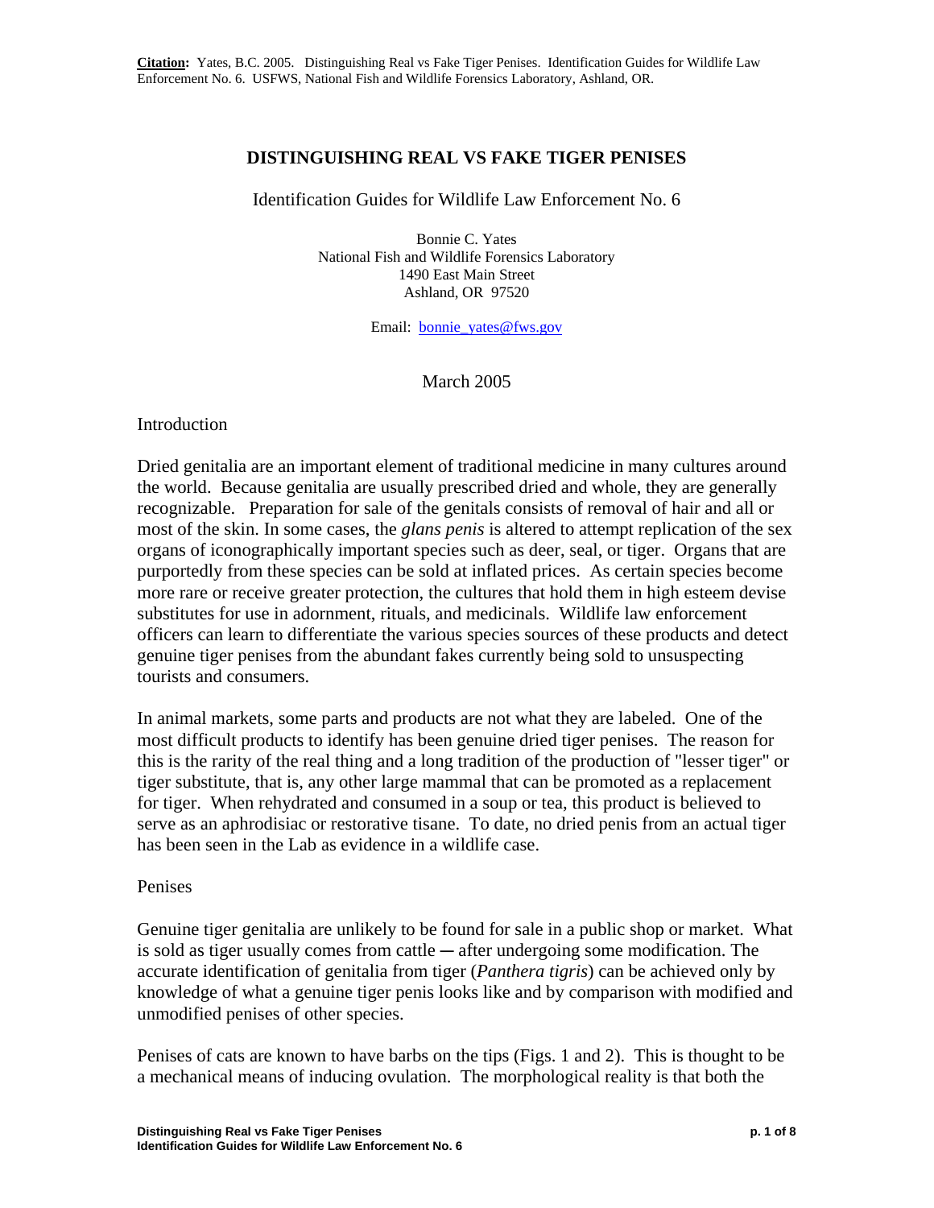**Citation:** Yates, B.C. 2005. Distinguishing Real vs Fake Tiger Penises. Identification Guides for Wildlife Law Enforcement No. 6. USFWS, National Fish and Wildlife Forensics Laboratory, Ashland, OR.

# DISTINGUISHING REAL VS FAKE TIGER PENISES

Identification Guides for Wildlife Law Enforcement No. 6

Bonnie C. Yates
National Fish and Wildlife Forensics Laboratory
1490 East Main Street
Ashland, OR 97520

Email: bonnie_yates@fws.gov

March 2005

## Introduction

Dried genitalia are an important element of traditional medicine in many cultures around the world. Because genitalia are usually prescribed dried and whole, they are generally recognizable. Preparation for sale of the genitals consists of removal of hair and all or most of the skin. In some cases, the *glans penis* is altered to attempt replication of the sex organs of iconographically important species such as deer, seal, or tiger. Organs that are purportedly from these species can be sold at inflated prices. As certain species become more rare or receive greater protection, the cultures that hold them in high esteem devise substitutes for use in adornment, rituals, and medicinals. Wildlife law enforcement officers can learn to differentiate the various species sources of these products and detect genuine tiger penises from the abundant fakes currently being sold to unsuspecting tourists and consumers.

In animal markets, some parts and products are not what they are labeled. One of the most difficult products to identify has been genuine dried tiger penises. The reason for this is the rarity of the real thing and a long tradition of the production of "lesser tiger" or tiger substitute, that is, any other large mammal that can be promoted as a replacement for tiger. When rehydrated and consumed in a soup or tea, this product is believed to serve as an aphrodisiac or restorative tisane. To date, no dried penis from an actual tiger has been seen in the Lab as evidence in a wildlife case.

## Penises

Genuine tiger genitalia are unlikely to be found for sale in a public shop or market. What is sold as tiger usually comes from cattle ― after undergoing some modification. The accurate identification of genitalia from tiger (*Panthera tigris*) can be achieved only by knowledge of what a genuine tiger penis looks like and by comparison with modified and unmodified penises of other species.

Penises of cats are known to have barbs on the tips (Figs. 1 and 2). This is thought to be a mechanical means of inducing ovulation. The morphological reality is that both the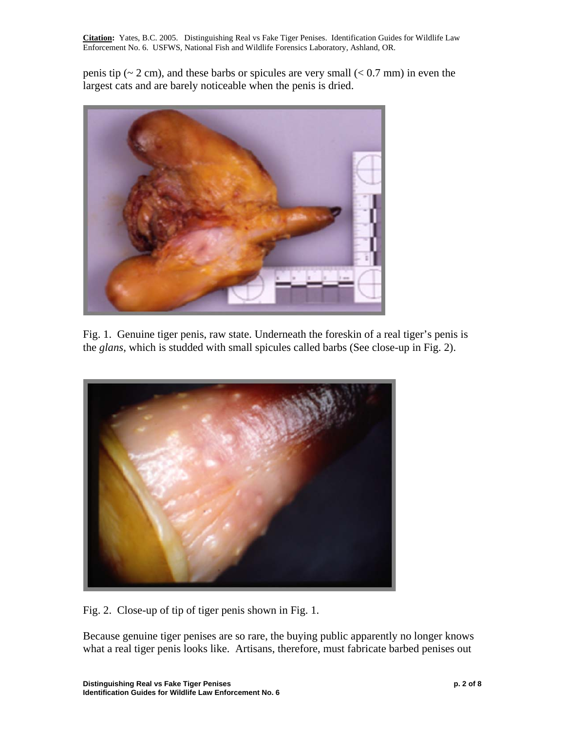penis tip (~ 2 cm), and these barbs or spicules are very small (< 0.7 mm) in even the largest cats and are barely noticeable when the penis is dried.

Fig. 1. Genuine tiger penis, raw state. Underneath the foreskin of a real tiger's penis is the *glans*, which is studded with small spicules called barbs (See close-up in Fig. 2).

Fig. 2. Close-up of tip of tiger penis shown in Fig. 1.

Because genuine tiger penises are so rare, the buying public apparently no longer knows what a real tiger penis looks like. Artisans, therefore, must fabricate barbed penises out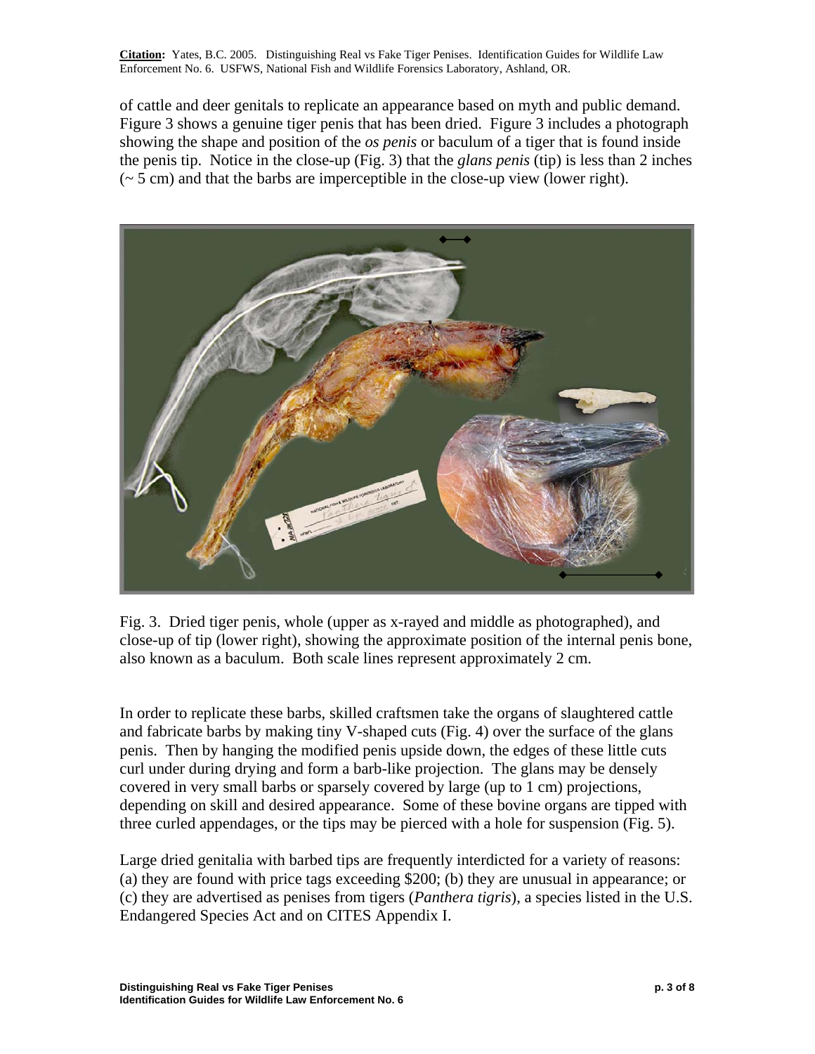of cattle and deer genitals to replicate an appearance based on myth and public demand. Figure 3 shows a genuine tiger penis that has been dried. Figure 3 includes a photograph showing the shape and position of the *os penis* or baculum of a tiger that is found inside the penis tip. Notice in the close-up (Fig. 3) that the *glans penis* (tip) is less than 2 inches (~ 5 cm) and that the barbs are imperceptible in the close-up view (lower right).

Fig. 3. Dried tiger penis, whole (upper as x-rayed and middle as photographed), and close-up of tip (lower right), showing the approximate position of the internal penis bone, also known as a baculum. Both scale lines represent approximately 2 cm.

In order to replicate these barbs, skilled craftsmen take the organs of slaughtered cattle and fabricate barbs by making tiny V-shaped cuts (Fig. 4) over the surface of the glans penis. Then by hanging the modified penis upside down, the edges of these little cuts curl under during drying and form a barb-like projection. The glans may be densely covered in very small barbs or sparsely covered by large (up to 1 cm) projections, depending on skill and desired appearance. Some of these bovine organs are tipped with three curled appendages, or the tips may be pierced with a hole for suspension (Fig. 5).

Large dried genitalia with barbed tips are frequently interdicted for a variety of reasons: (a) they are found with price tags exceeding $200; (b) they are unusual in appearance; or (c) they are advertised as penises from tigers (*Panthera tigris*), a species listed in the U.S. Endangered Species Act and on CITES Appendix I.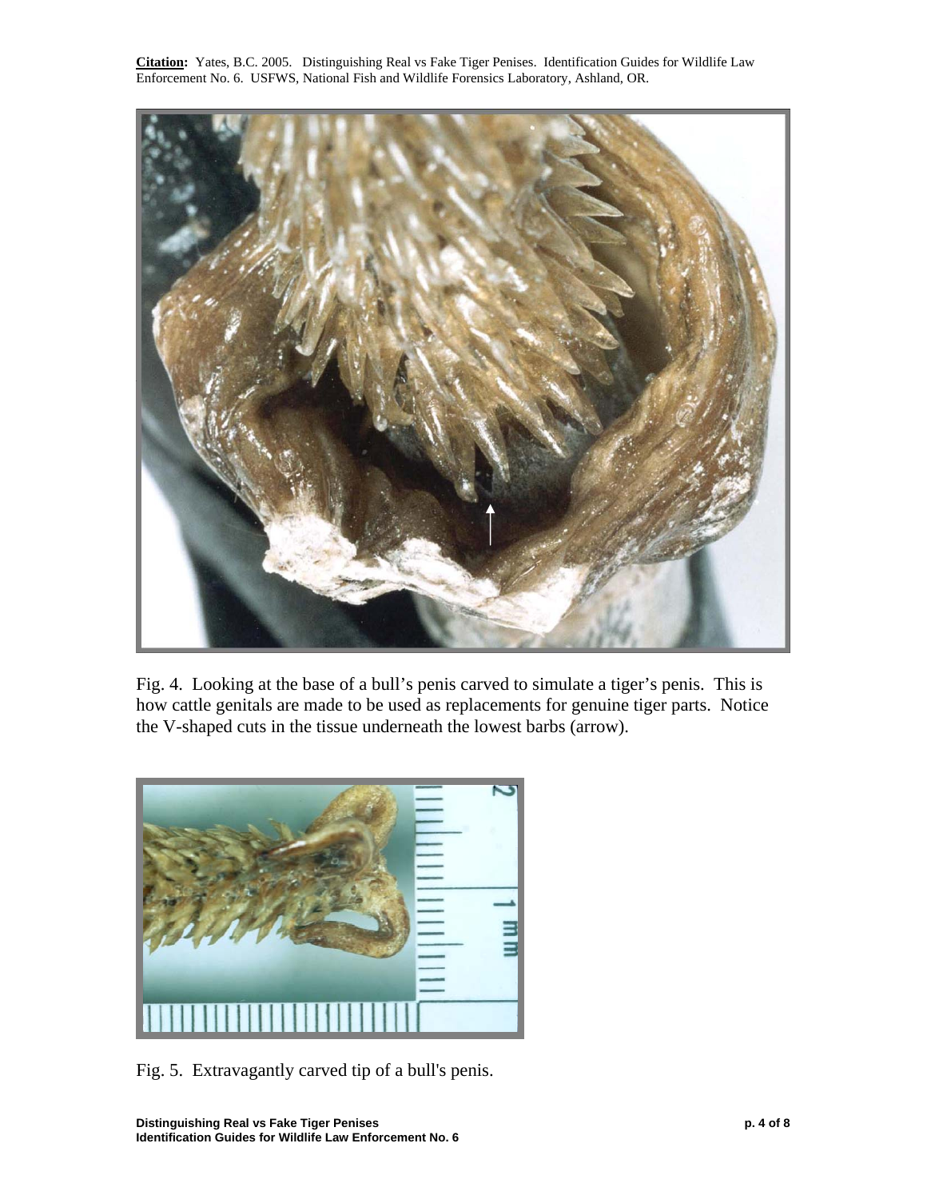**Citation:** Yates, B.C. 2005. Distinguishing Real vs Fake Tiger Penises. Identification Guides for Wildlife Law Enforcement No. 6. USFWS, National Fish and Wildlife Forensics Laboratory, Ashland, OR.

Fig. 4. Looking at the base of a bull's penis carved to simulate a tiger's penis. This is how cattle genitals are made to be used as replacements for genuine tiger parts. Notice the V-shaped cuts in the tissue underneath the lowest barbs (arrow).

Fig. 5. Extravagantly carved tip of a bull's penis.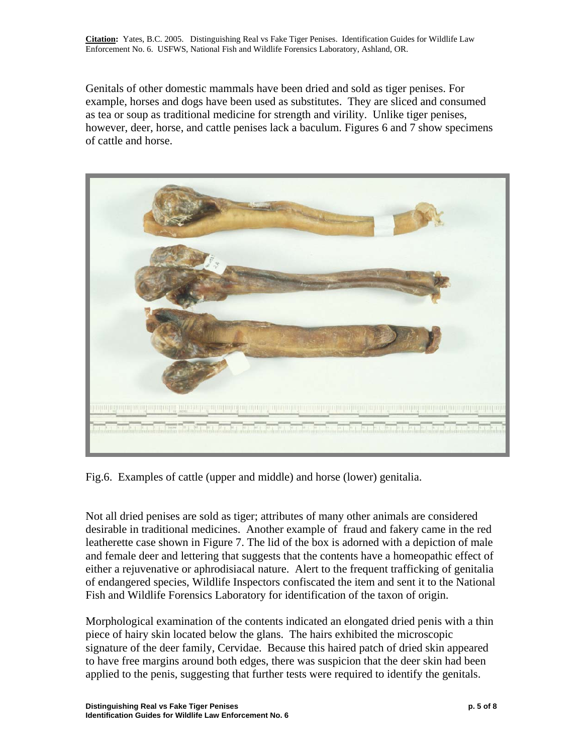Genitals of other domestic mammals have been dried and sold as tiger penises. For example, horses and dogs have been used as substitutes. They are sliced and consumed as tea or soup as traditional medicine for strength and virility. Unlike tiger penises, however, deer, horse, and cattle penises lack a baculum. Figures 6 and 7 show specimens of cattle and horse.

Fig.6. Examples of cattle (upper and middle) and horse (lower) genitalia.

Not all dried penises are sold as tiger; attributes of many other animals are considered desirable in traditional medicines. Another example of fraud and fakery came in the red leatherette case shown in Figure 7. The lid of the box is adorned with a depiction of male and female deer and lettering that suggests that the contents have a homeopathic effect of either a rejuvenative or aphrodisiacal nature. Alert to the frequent trafficking of genitalia of endangered species, Wildlife Inspectors confiscated the item and sent it to the National Fish and Wildlife Forensics Laboratory for identification of the taxon of origin.

Morphological examination of the contents indicated an elongated dried penis with a thin piece of hairy skin located below the glans. The hairs exhibited the microscopic signature of the deer family, Cervidae. Because this haired patch of dried skin appeared to have free margins around both edges, there was suspicion that the deer skin had been applied to the penis, suggesting that further tests were required to identify the genitals.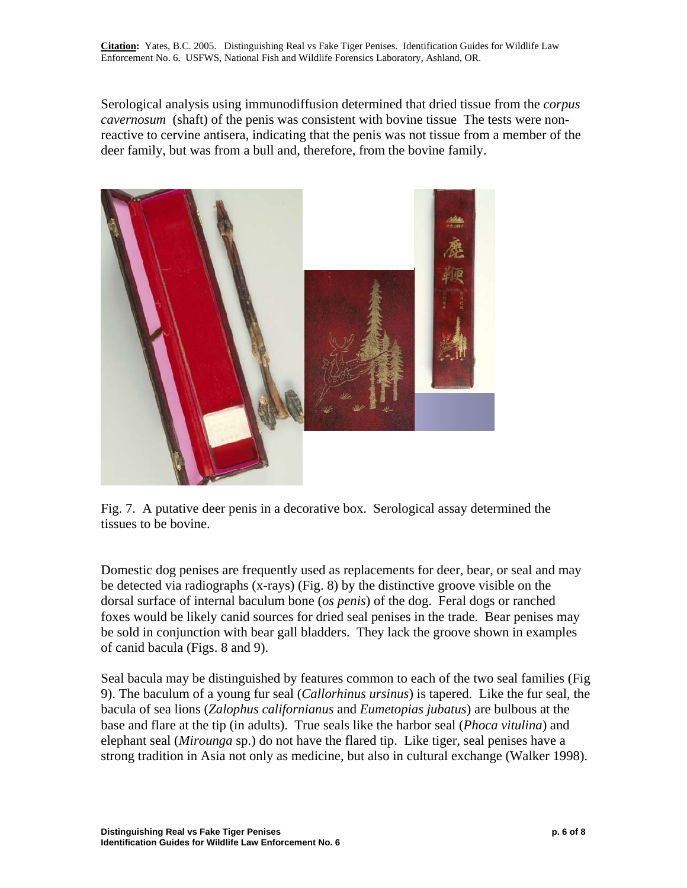**Citation:** Yates, B.C. 2005. Distinguishing Real vs Fake Tiger Penises. Identification Guides for Wildlife Law Enforcement No. 6. USFWS, National Fish and Wildlife Forensics Laboratory, Ashland, OR.

Serological analysis using immunodiffusion determined that dried tissue from the *corpus cavernosum* (shaft) of the penis was consistent with bovine tissue The tests were non-reactive to cervine antisera, indicating that the penis was not tissue from a member of the deer family, but was from a bull and, therefore, from the bovine family.

Fig. 7. A putative deer penis in a decorative box. Serological assay determined the tissues to be bovine.

Domestic dog penises are frequently used as replacements for deer, bear, or seal and may be detected via radiographs (x-rays) (Fig. 8) by the distinctive groove visible on the dorsal surface of internal baculum bone (*os penis*) of the dog. Feral dogs or ranched foxes would be likely canid sources for dried seal penises in the trade. Bear penises may be sold in conjunction with bear gall bladders. They lack the groove shown in examples of canid bacula (Figs. 8 and 9).

Seal bacula may be distinguished by features common to each of the two seal families (Fig 9). The baculum of a young fur seal (*Callorhinus ursinus*) is tapered. Like the fur seal, the bacula of sea lions (*Zalophus californianus* and *Eumetopias jubatus*) are bulbous at the base and flare at the tip (in adults). True seals like the harbor seal (*Phoca vitulina*) and elephant seal (*Mirounga* sp.) do not have the flared tip. Like tiger, seal penises have a strong tradition in Asia not only as medicine, but also in cultural exchange (Walker 1998).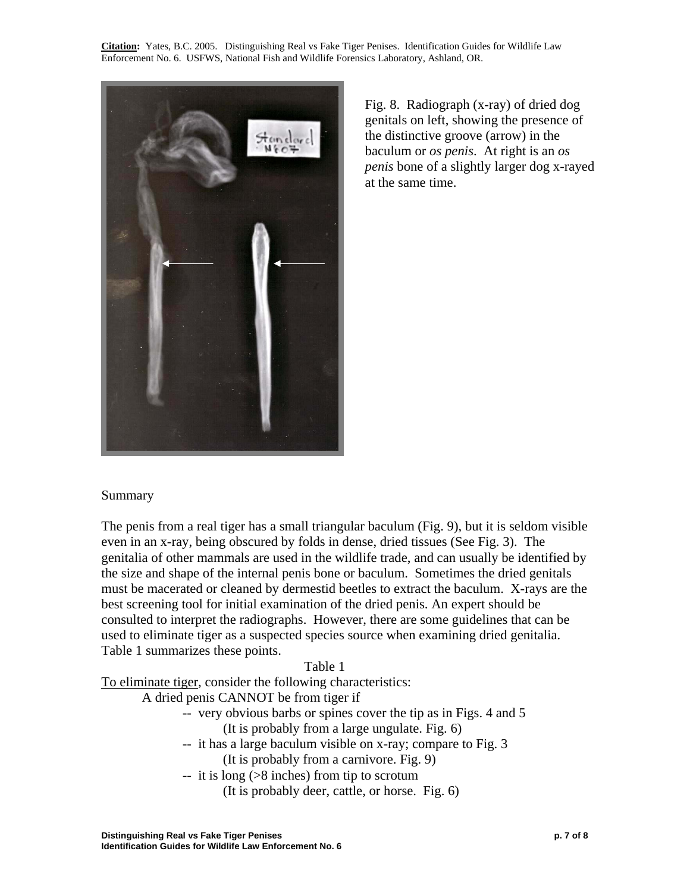**Citation:** Yates, B.C. 2005. Distinguishing Real vs Fake Tiger Penises. Identification Guides for Wildlife Law Enforcement No. 6. USFWS, National Fish and Wildlife Forensics Laboratory, Ashland, OR.

Fig. 8. Radiograph (x-ray) of dried dog genitals on left, showing the presence of the distinctive groove (arrow) in the baculum or *os penis*. At right is an *os penis* bone of a slightly larger dog x-rayed at the same time.

Summary

The penis from a real tiger has a small triangular baculum (Fig. 9), but it is seldom visible even in an x-ray, being obscured by folds in dense, dried tissues (See Fig. 3). The genitalia of other mammals are used in the wildlife trade, and can usually be identified by the size and shape of the internal penis bone or baculum. Sometimes the dried genitals must be macerated or cleaned by dermestid beetles to extract the baculum. X-rays are the best screening tool for initial examination of the dried penis. An expert should be consulted to interpret the radiographs. However, there are some guidelines that can be used to eliminate tiger as a suspected species source when examining dried genitalia. Table 1 summarizes these points.

Table 1

To eliminate tiger, consider the following characteristics:

A dried penis CANNOT be from tiger if

- very obvious barbs or spines cover the tip as in Figs. 4 and 5
  (It is probably from a large ungulate. Fig. 6)
- it has a large baculum visible on x-ray; compare to Fig. 3
  (It is probably from a carnivore. Fig. 9)
- it is long (>8 inches) from tip to scrotum
  (It is probably deer, cattle, or horse. Fig. 6)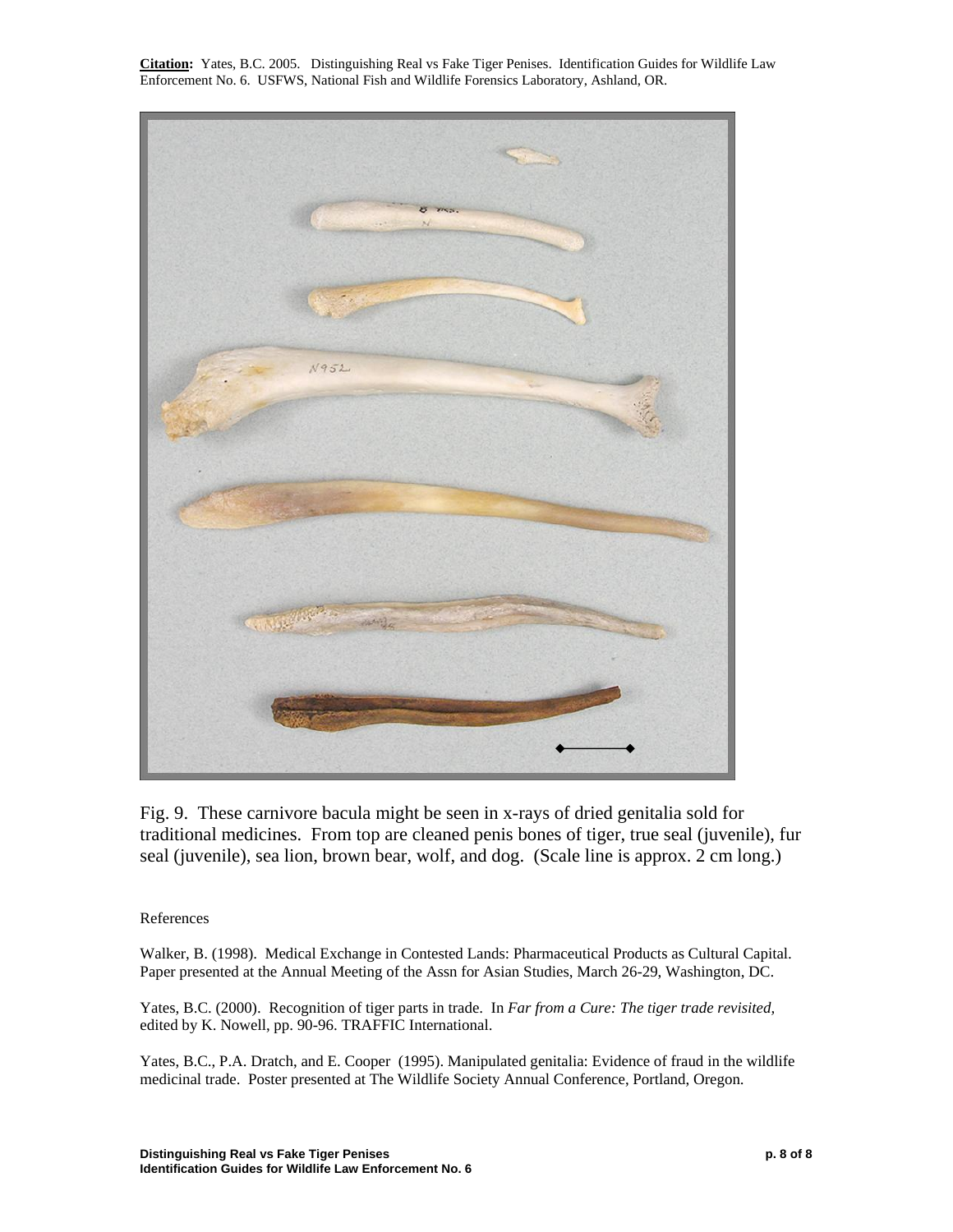**Citation:** Yates, B.C. 2005. Distinguishing Real vs Fake Tiger Penises. Identification Guides for Wildlife Law Enforcement No. 6. USFWS, National Fish and Wildlife Forensics Laboratory, Ashland, OR.

Fig. 9. These carnivore bacula might be seen in x-rays of dried genitalia sold for traditional medicines. From top are cleaned penis bones of tiger, true seal (juvenile), fur seal (juvenile), sea lion, brown bear, wolf, and dog. (Scale line is approx. 2 cm long.)

References

Walker, B. (1998). Medical Exchange in Contested Lands: Pharmaceutical Products as Cultural Capital. Paper presented at the Annual Meeting of the Assn for Asian Studies, March 26-29, Washington, DC.

Yates, B.C. (2000). Recognition of tiger parts in trade. In *Far from a Cure: The tiger trade revisited,* edited by K. Nowell, pp. 90-96. TRAFFIC International.

Yates, B.C., P.A. Dratch, and E. Cooper (1995). Manipulated genitalia: Evidence of fraud in the wildlife medicinal trade. Poster presented at The Wildlife Society Annual Conference, Portland, Oregon.